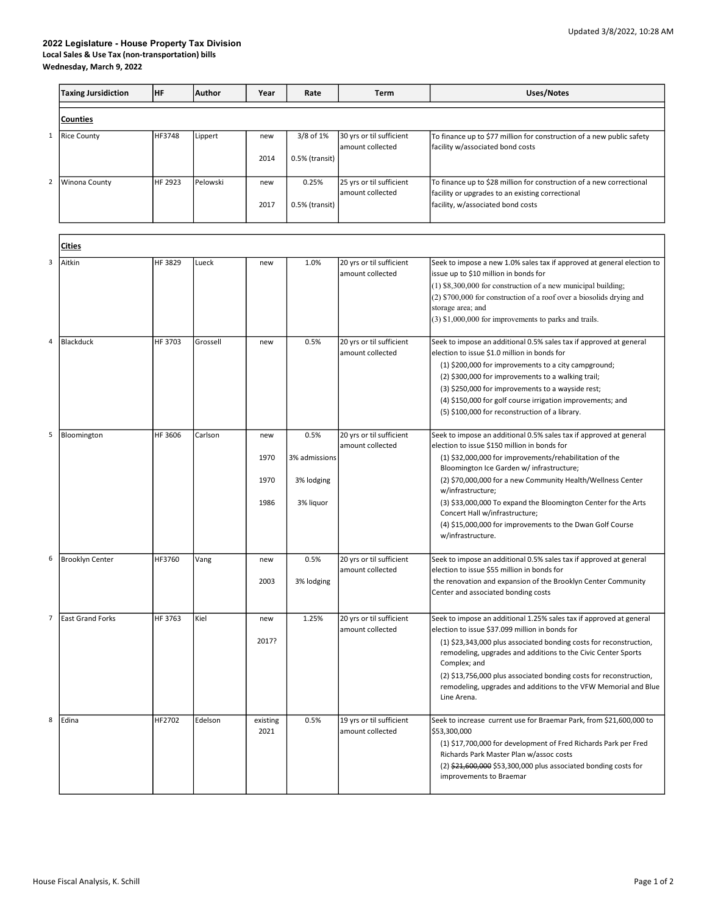Updated 3/8/2022, 10:28 AM

**2022 Legislature - House Property Tax Division**
**Local Sales & Use Tax (non-transportation) bills**
**Wednesday, March 9, 2022**

| | Taxing Jursidiction | HF | Author | Year | Rate | Term | Uses/Notes |
|---|---|---|---|---|---|---|---|
| | **Counties** | | | | | | |
| 1 | Rice County | HF3748 | Lippert | new<br>2014 | 3/8 of 1%<br>0.5% (transit) | 30 yrs or til sufficient amount collected | To finance up to $77 million for construction of a new public safety facility w/associated bond costs |
| 2 | Winona County | HF 2923 | Pelowski | new<br>2017 | 0.25%<br>0.5% (transit) | 25 yrs or til sufficient amount collected | To finance up to $28 million for construction of a new correctional facility or upgrades to an existing correctional facility, w/associated bond costs |
| | **Cities** | | | | | | |
| 3 | Aitkin | HF 3829 | Lueck | new | 1.0% | 20 yrs or til sufficient amount collected | Seek to impose a new 1.0% sales tax if approved at general election to issue up to $10 million in bonds for<br>(1) $8,300,000 for construction of a new municipal building;<br>(2) $700,000 for construction of a roof over a biosolids drying and storage area; and<br>(3) $1,000,000 for improvements to parks and trails. |
| 4 | Blackduck | HF 3703 | Grossell | new | 0.5% | 20 yrs or til sufficient amount collected | Seek to impose an additional 0.5% sales tax if approved at general election to issue $1.0 million in bonds for<br>(1) $200,000 for improvements to a city campground;<br>(2) $300,000 for improvements to a walking trail;<br>(3) $250,000 for improvements to a wayside rest;<br>(4) $150,000 for golf course irrigation improvements; and<br>(5) $100,000 for reconstruction of a library. |
| 5 | Bloomington | HF 3606 | Carlson | new<br>1970<br>1970<br>1986 | 0.5%<br>3% admissions<br>3% lodging<br>3% liquor | 20 yrs or til sufficient amount collected | Seek to impose an additional 0.5% sales tax if approved at general election to issue $150 million in bonds for<br>(1) $32,000,000 for improvements/rehabilitation of the Bloomington Ice Garden w/ infrastructure;<br>(2) $70,000,000 for a new Community Health/Wellness Center w/infrastructure;<br>(3) $33,000,000 To expand the Bloomington Center for the Arts Concert Hall w/infrastructure;<br>(4) $15,000,000 for improvements to the Dwan Golf Course w/infrastructure. |
| 6 | Brooklyn Center | HF3760 | Vang | new<br>2003 | 0.5%<br>3% lodging | 20 yrs or til sufficient amount collected | Seek to impose an additional 0.5% sales tax if approved at general election to issue $55 million in bonds for the renovation and expansion of the Brooklyn Center Community Center and associated bonding costs |
| 7 | East Grand Forks | HF 3763 | Kiel | new<br>2017? | 1.25% | 20 yrs or til sufficient amount collected | Seek to impose an additional 1.25% sales tax if approved at general election to issue $37.099 million in bonds for<br>(1) $23,343,000 plus associated bonding costs for reconstruction, remodeling, upgrades and additions to the Civic Center Sports Complex; and<br>(2) $13,756,000 plus associated bonding costs for reconstruction, remodeling, upgrades and additions to the VFW Memorial and Blue Line Arena. |
| 8 | Edina | HF2702 | Edelson | existing 2021 | 0.5% | 19 yrs or til sufficient amount collected | Seek to increase current use for Braemar Park, from $21,600,000 to $53,300,000<br>(1) $17,700,000 for development of Fred Richards Park per Fred Richards Park Master Plan w/assoc costs<br>(2) ~~$21,600,000~~ $53,300,000 plus associated bonding costs for improvements to Braemar |

House Fiscal Analysis, K. Schill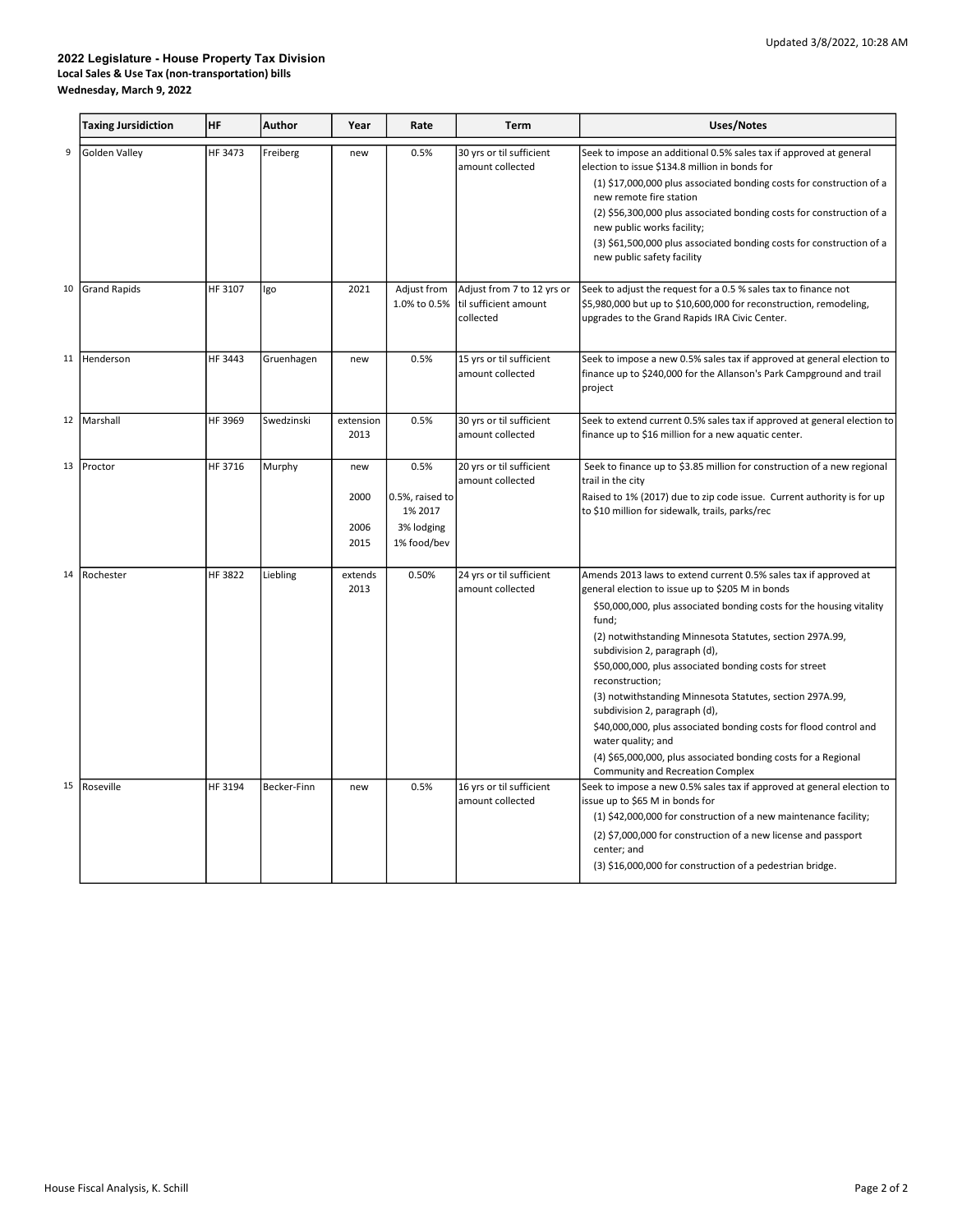Updated 3/8/2022, 10:28 AM

**2022 Legislature - House Property Tax Division**
**Local Sales & Use Tax (non-transportation) bills**
**Wednesday, March 9, 2022**

| | Taxing Jursidiction | HF | Author | Year | Rate | Term | Uses/Notes |
|---|---|---|---|---|---|---|---|
| 9 | Golden Valley | HF 3473 | Freiberg | new | 0.5% | 30 yrs or til sufficient amount collected | Seek to impose an additional 0.5% sales tax if approved at general election to issue $134.8 million in bonds for<br>(1) $17,000,000 plus associated bonding costs for construction of a new remote fire station<br>(2) $56,300,000 plus associated bonding costs for construction of a new public works facility;<br>(3) $61,500,000 plus associated bonding costs for construction of a new public safety facility |
| 10 | Grand Rapids | HF 3107 | Igo | 2021 | Adjust from 1.0% to 0.5% | Adjust from 7 to 12 yrs or til sufficient amount collected | Seek to adjust the request for a 0.5 % sales tax to finance not $5,980,000 but up to $10,600,000 for reconstruction, remodeling, upgrades to the Grand Rapids IRA Civic Center. |
| 11 | Henderson | HF 3443 | Gruenhagen | new | 0.5% | 15 yrs or til sufficient amount collected | Seek to impose a new 0.5% sales tax if approved at general election to finance up to $240,000 for the Allanson's Park Campground and trail project |
| 12 | Marshall | HF 3969 | Swedzinski | extension 2013 | 0.5% | 30 yrs or til sufficient amount collected | Seek to extend current 0.5% sales tax if approved at general election to finance up to $16 million for a new aquatic center. |
| 13 | Proctor | HF 3716 | Murphy | new<br><br>2000<br><br>2006<br>2015 | 0.5%<br><br>0.5%, raised to 1% 2017<br>3% lodging<br>1% food/bev | 20 yrs or til sufficient amount collected | Seek to finance up to $3.85 million for construction of a new regional trail in the city<br>Raised to 1% (2017) due to zip code issue. Current authority is for up to $10 million for sidewalk, trails, parks/rec |
| 14 | Rochester | HF 3822 | Liebling | extends 2013 | 0.50% | 24 yrs or til sufficient amount collected | Amends 2013 laws to extend current 0.5% sales tax if approved at general election to issue up to $205 M in bonds<br>$50,000,000, plus associated bonding costs for the housing vitality fund;<br>(2) notwithstanding Minnesota Statutes, section 297A.99, subdivision 2, paragraph (d),<br>$50,000,000, plus associated bonding costs for street reconstruction;<br>(3) notwithstanding Minnesota Statutes, section 297A.99, subdivision 2, paragraph (d),<br>$40,000,000, plus associated bonding costs for flood control and water quality; and<br>(4) $65,000,000, plus associated bonding costs for a Regional Community and Recreation Complex |
| 15 | Roseville | HF 3194 | Becker-Finn | new | 0.5% | 16 yrs or til sufficient amount collected | Seek to impose a new 0.5% sales tax if approved at general election to issue up to $65 M in bonds for<br>(1) $42,000,000 for construction of a new maintenance facility;<br>(2) $7,000,000 for construction of a new license and passport center; and<br>(3) $16,000,000 for construction of a pedestrian bridge. |

House Fiscal Analysis, K. Schill